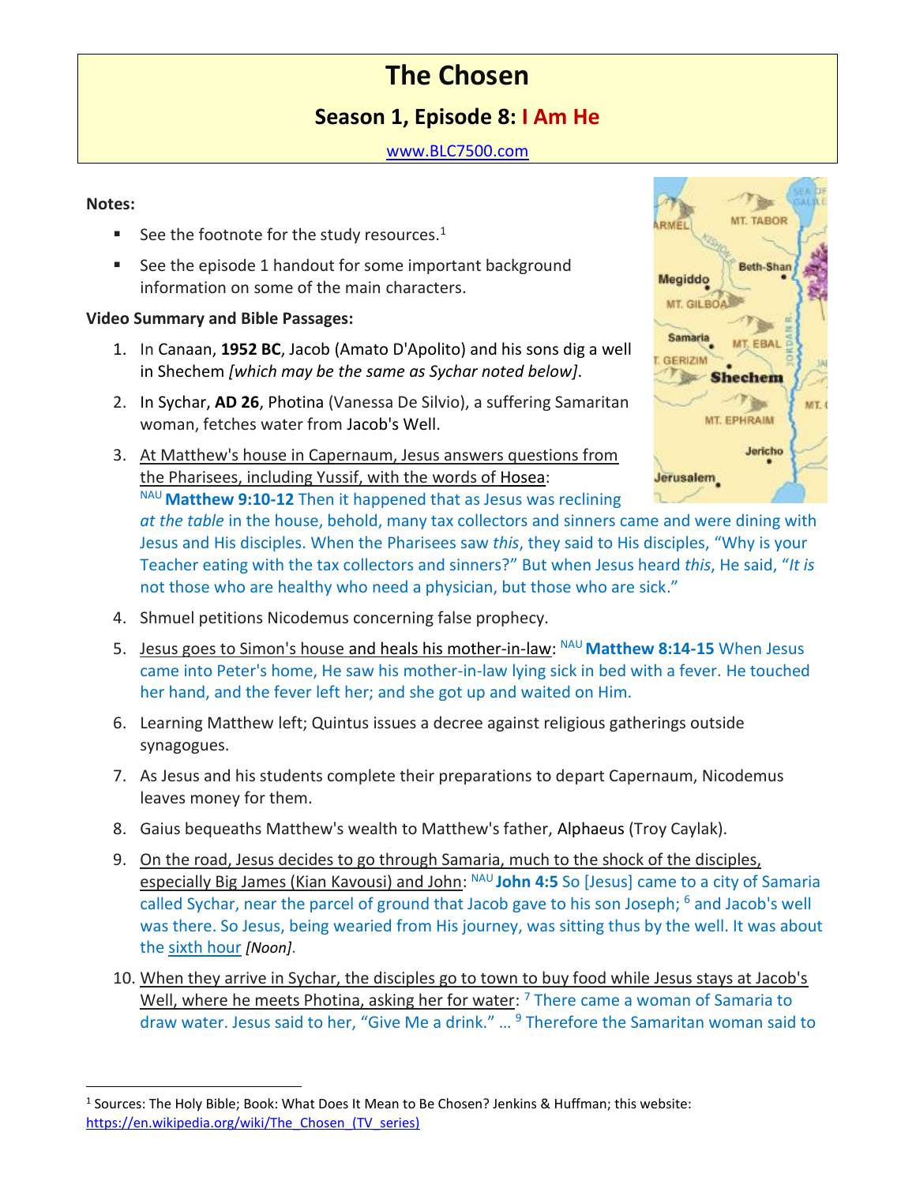# The Chosen

## Season 1, Episode 8: I Am He

www.BLC7500.com

**Notes:**

- See the footnote for the study resources.[1]
- See the episode 1 handout for some important background information on some of the main characters.

**Video Summary and Bible Passages:**

1. In Canaan, **1952 BC**, Jacob (Amato D'Apolito) and his sons dig a well in Shechem *[which may be the same as Sychar noted below]*.
2. In Sychar, **AD 26**, Photina (Vanessa De Silvio), a suffering Samaritan woman, fetches water from Jacob's Well.
3. At Matthew's house in Capernaum, Jesus answers questions from the Pharisees, including Yussif, with the words of Hosea: NAU **Matthew 9:10-12** Then it happened that as Jesus was reclining *at the table* in the house, behold, many tax collectors and sinners came and were dining with Jesus and His disciples. When the Pharisees saw *this*, they said to His disciples, "Why is your Teacher eating with the tax collectors and sinners?" But when Jesus heard *this*, He said, "*It is* not those who are healthy who need a physician, but those who are sick."
4. Shmuel petitions Nicodemus concerning false prophecy.
5. Jesus goes to Simon's house and heals his mother-in-law: NAU **Matthew 8:14-15** When Jesus came into Peter's home, He saw his mother-in-law lying sick in bed with a fever. He touched her hand, and the fever left her; and she got up and waited on Him.
6. Learning Matthew left; Quintus issues a decree against religious gatherings outside synagogues.
7. As Jesus and his students complete their preparations to depart Capernaum, Nicodemus leaves money for them.
8. Gaius bequeaths Matthew's wealth to Matthew's father, Alphaeus (Troy Caylak).
9. On the road, Jesus decides to go through Samaria, much to the shock of the disciples, especially Big James (Kian Kavousi) and John: NAU **John 4:5** So [Jesus] came to a city of Samaria called Sychar, near the parcel of ground that Jacob gave to his son Joseph; [6] and Jacob's well was there. So Jesus, being wearied from His journey, was sitting thus by the well. It was about the sixth hour *[Noon]*.
10. When they arrive in Sychar, the disciples go to town to buy food while Jesus stays at Jacob's Well, where he meets Photina, asking her for water: [7] There came a woman of Samaria to draw water. Jesus said to her, "Give Me a drink." … [9] Therefore the Samaritan woman said to

---

[1] Sources: The Holy Bible; Book: What Does It Mean to Be Chosen? Jenkins & Huffman; this website: https://en.wikipedia.org/wiki/The_Chosen_(TV_series)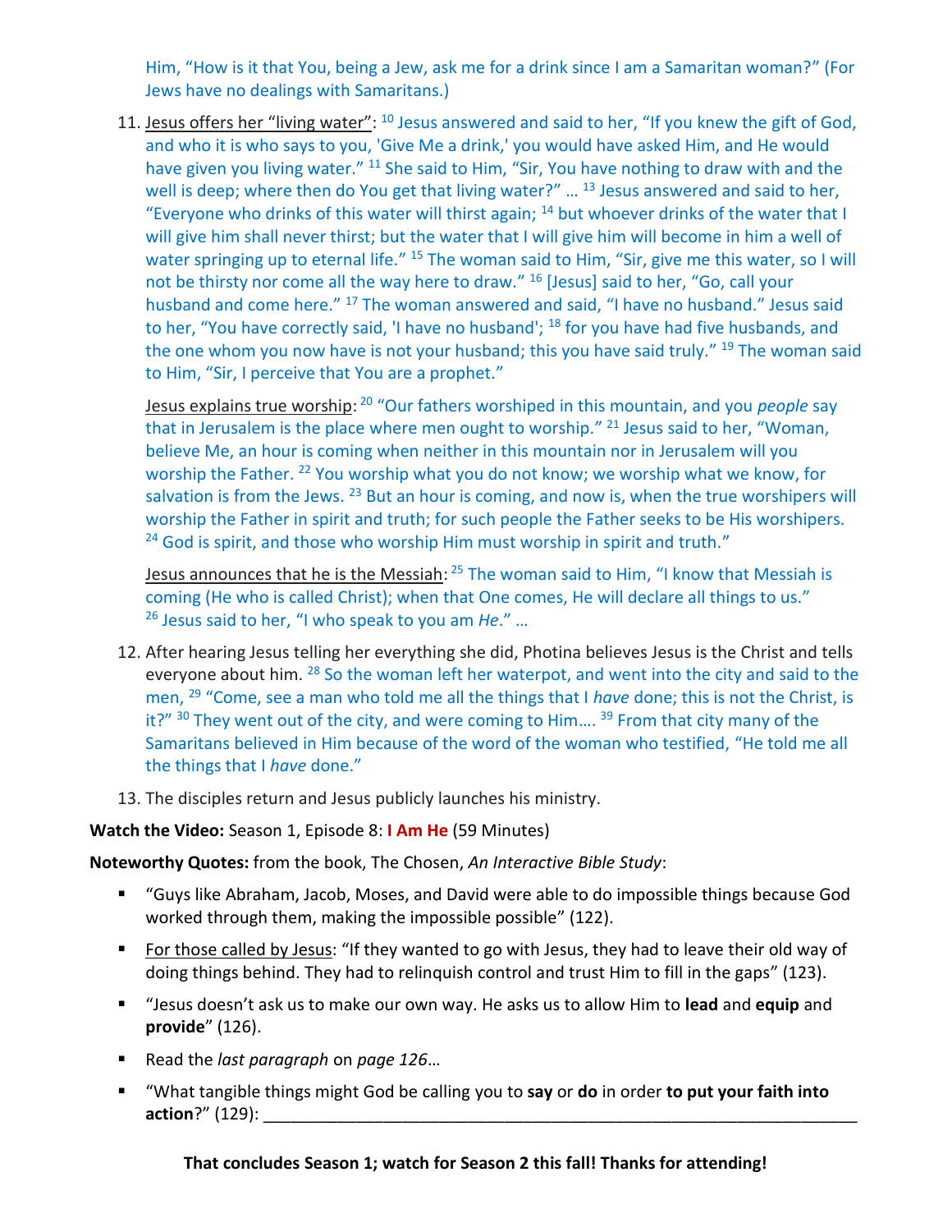Him, "How is it that You, being a Jew, ask me for a drink since I am a Samaritan woman?" (For Jews have no dealings with Samaritans.)

11. Jesus offers her "living water": [10] Jesus answered and said to her, "If you knew the gift of God, and who it is who says to you, 'Give Me a drink,' you would have asked Him, and He would have given you living water." [11] She said to Him, "Sir, You have nothing to draw with and the well is deep; where then do You get that living water?" … [13] Jesus answered and said to her, "Everyone who drinks of this water will thirst again; [14] but whoever drinks of the water that I will give him shall never thirst; but the water that I will give him will become in him a well of water springing up to eternal life." [15] The woman said to Him, "Sir, give me this water, so I will not be thirsty nor come all the way here to draw." [16] [Jesus] said to her, "Go, call your husband and come here." [17] The woman answered and said, "I have no husband." Jesus said to her, "You have correctly said, 'I have no husband'; [18] for you have had five husbands, and the one whom you now have is not your husband; this you have said truly." [19] The woman said to Him, "Sir, I perceive that You are a prophet."

    Jesus explains true worship: [20] "Our fathers worshiped in this mountain, and you *people* say that in Jerusalem is the place where men ought to worship." [21] Jesus said to her, "Woman, believe Me, an hour is coming when neither in this mountain nor in Jerusalem will you worship the Father. [22] You worship what you do not know; we worship what we know, for salvation is from the Jews. [23] But an hour is coming, and now is, when the true worshipers will worship the Father in spirit and truth; for such people the Father seeks to be His worshipers. [24] God is spirit, and those who worship Him must worship in spirit and truth."

    Jesus announces that he is the Messiah: [25] The woman said to Him, "I know that Messiah is coming (He who is called Christ); when that One comes, He will declare all things to us." [26] Jesus said to her, "I who speak to you am *He*." …

12. After hearing Jesus telling her everything she did, Photina believes Jesus is the Christ and tells everyone about him. [28] So the woman left her waterpot, and went into the city and said to the men, [29] "Come, see a man who told me all the things that I *have* done; this is not the Christ, is it?" [30] They went out of the city, and were coming to Him…. [39] From that city many of the Samaritans believed in Him because of the word of the woman who testified, "He told me all the things that I *have* done."

13. The disciples return and Jesus publicly launches his ministry.

**Watch the Video:** Season 1, Episode 8: **I Am He** (59 Minutes)

**Noteworthy Quotes:** from the book, The Chosen, *An Interactive Bible Study*:

- "Guys like Abraham, Jacob, Moses, and David were able to do impossible things because God worked through them, making the impossible possible" (122).
- For those called by Jesus: "If they wanted to go with Jesus, they had to leave their old way of doing things behind. They had to relinquish control and trust Him to fill in the gaps" (123).
- "Jesus doesn't ask us to make our own way. He asks us to allow Him to **lead** and **equip** and **provide**" (126).
- Read the *last paragraph* on *page 126*…
- "What tangible things might God be calling you to **say** or **do** in order **to put your faith into action**?" (129): ________________________________________________________________

**That concludes Season 1; watch for Season 2 this fall! Thanks for attending!**